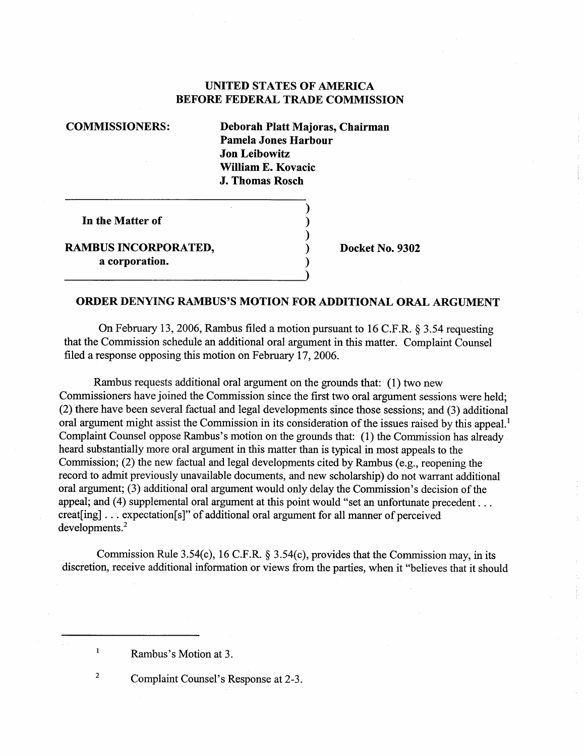**UNITED STATES OF AMERICA**
**BEFORE FEDERAL TRADE COMMISSION**

**COMMISSIONERS:** **Deborah Platt Majoras, Chairman**
**Pamela Jones Harbour**
**Jon Leibowitz**
**William E. Kovacic**
**J. Thomas Rosch**

| | |
|---|---|
| **In the Matter of** | |
| **RAMBUS INCORPORATED, a corporation.** | **Docket No. 9302** |

## ORDER DENYING RAMBUS'S MOTION FOR ADDITIONAL ORAL ARGUMENT

On February 13, 2006, Rambus filed a motion pursuant to 16 C.F.R. § 3.54 requesting that the Commission schedule an additional oral argument in this matter. Complaint Counsel filed a response opposing this motion on February 17, 2006.

Rambus requests additional oral argument on the grounds that: (1) two new Commissioners have joined the Commission since the first two oral argument sessions were held; (2) there have been several factual and legal developments since those sessions; and (3) additional oral argument might assist the Commission in its consideration of the issues raised by this appeal.[1] Complaint Counsel oppose Rambus's motion on the grounds that: (1) the Commission has already heard substantially more oral argument in this matter than is typical in most appeals to the Commission; (2) the new factual and legal developments cited by Rambus (e.g., reopening the record to admit previously unavailable documents, and new scholarship) do not warrant additional oral argument; (3) additional oral argument would only delay the Commission's decision of the appeal; and (4) supplemental oral argument at this point would "set an unfortunate precedent . . . creat[ing] . . . expectation[s]" of additional oral argument for all manner of perceived developments.[2]

Commission Rule 3.54(c), 16 C.F.R. § 3.54(c), provides that the Commission may, in its discretion, receive additional information or views from the parties, when it "believes that it should

---

[1] Rambus's Motion at 3.

[2] Complaint Counsel's Response at 2-3.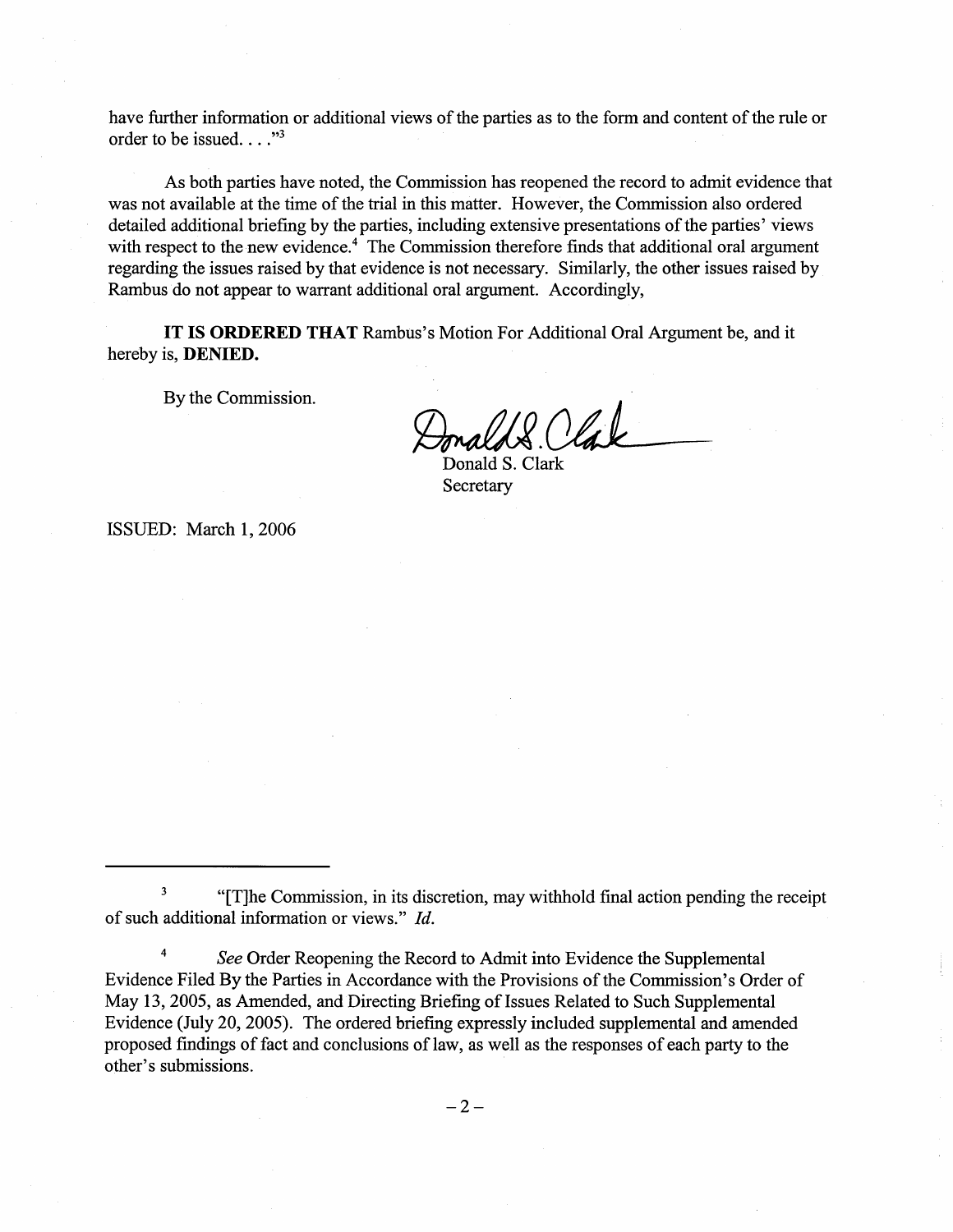have further information or additional views of the parties as to the form and content of the rule or order to be issued. . . ."[3]

As both parties have noted, the Commission has reopened the record to admit evidence that was not available at the time of the trial in this matter. However, the Commission also ordered detailed additional briefing by the parties, including extensive presentations of the parties' views with respect to the new evidence.[4] The Commission therefore finds that additional oral argument regarding the issues raised by that evidence is not necessary. Similarly, the other issues raised by Rambus do not appear to warrant additional oral argument. Accordingly,

**IT IS ORDERED THAT** Rambus's Motion For Additional Oral Argument be, and it hereby is, **DENIED.**

By the Commission.

Donald S. Clark
Secretary

ISSUED: March 1, 2006

---

[3] "[T]he Commission, in its discretion, may withhold final action pending the receipt of such additional information or views." *Id.*

[4] *See* Order Reopening the Record to Admit into Evidence the Supplemental Evidence Filed By the Parties in Accordance with the Provisions of the Commission's Order of May 13, 2005, as Amended, and Directing Briefing of Issues Related to Such Supplemental Evidence (July 20, 2005). The ordered briefing expressly included supplemental and amended proposed findings of fact and conclusions of law, as well as the responses of each party to the other's submissions.